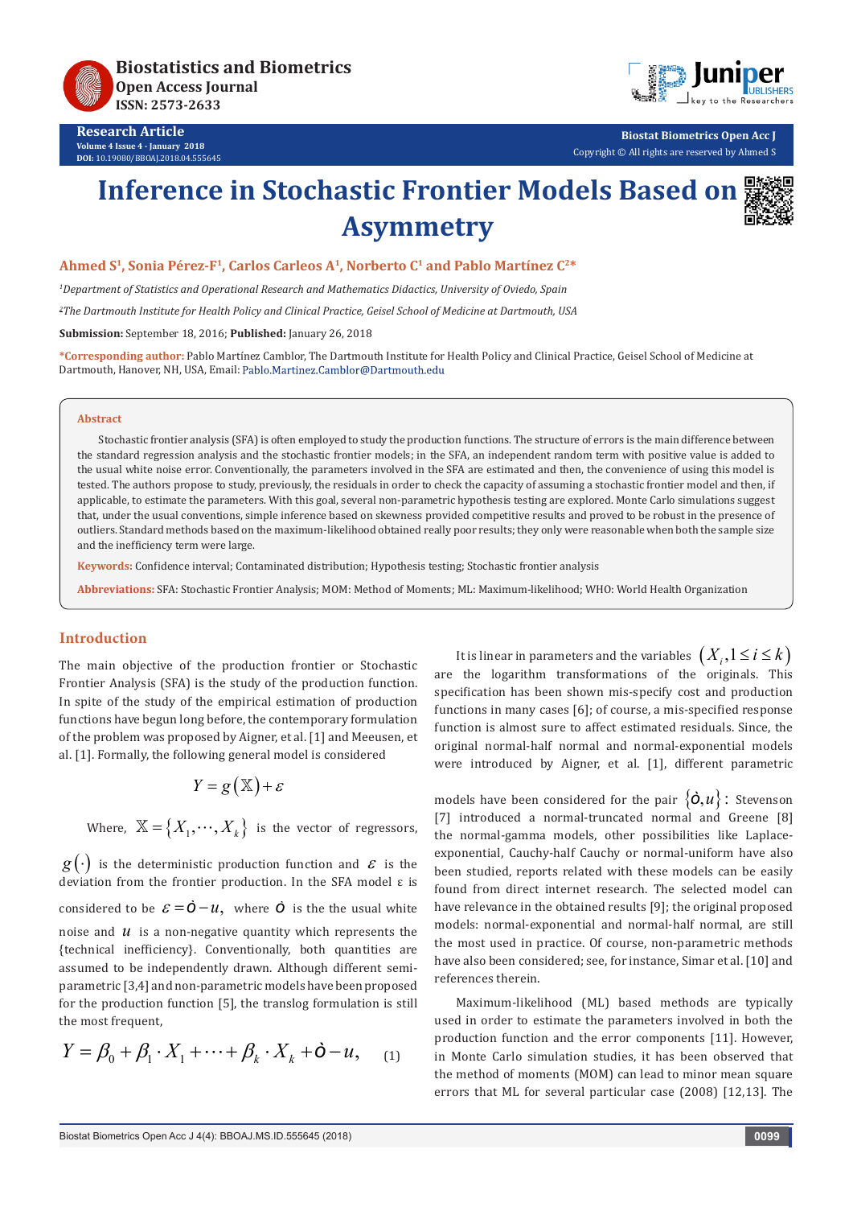Research Article

# Inference in Stochastic Frontier Models Based on Asymmetry

**Ahmed S[1], Sonia Pérez-F[1], Carlos Carleos A[1], Norberto C[1] and Pablo Martínez C[2]***

[1]*Department of Statistics and Operational Research and Mathematics Didactics, University of Oviedo, Spain*

[2]*The Dartmouth Institute for Health Policy and Clinical Practice, Geisel School of Medicine at Dartmouth, USA*

**Submission:** September 18, 2016; **Published:** January 26, 2018

***Corresponding author:** Pablo Martínez Camblor, The Dartmouth Institute for Health Policy and Clinical Practice, Geisel School of Medicine at Dartmouth, Hanover, NH, USA, Email: Pablo.Martinez.Camblor@Dartmouth.edu

## Abstract

Stochastic frontier analysis (SFA) is often employed to study the production functions. The structure of errors is the main difference between the standard regression analysis and the stochastic frontier models; in the SFA, an independent random term with positive value is added to the usual white noise error. Conventionally, the parameters involved in the SFA are estimated and then, the convenience of using this model is tested. The authors propose to study, previously, the residuals in order to check the capacity of assuming a stochastic frontier model and then, if applicable, to estimate the parameters. With this goal, several non-parametric hypothesis testing are explored. Monte Carlo simulations suggest that, under the usual conventions, simple inference based on skewness provided competitive results and proved to be robust in the presence of outliers. Standard methods based on the maximum-likelihood obtained really poor results; they only were reasonable when both the sample size and the inefficiency term were large.

**Keywords:** Confidence interval; Contaminated distribution; Hypothesis testing; Stochastic frontier analysis

**Abbreviations:** SFA: Stochastic Frontier Analysis; MOM: Method of Moments; ML: Maximum-likelihood; WHO: World Health Organization

## Introduction

The main objective of the production frontier or Stochastic Frontier Analysis (SFA) is the study of the production function. In spite of the study of the empirical estimation of production functions have begun long before, the contemporary formulation of the problem was proposed by Aigner, et al. [1] and Meeusen, et al. [1]. Formally, the following general model is considered

$$Y = g\left(\mathbb{X}\right) + \varepsilon$$

Where, $\mathbb{X} = \{X_1, \cdots, X_k\}$ is the vector of regressors, $g(\cdot)$ is the deterministic production function and $\varepsilon$ is the deviation from the frontier production. In the SFA model ε is considered to be $\varepsilon = \grave{o} - u$, where $\grave{o}$ is the the usual white noise and $u$ is a non-negative quantity which represents the {technical inefficiency}. Conventionally, both quantities are assumed to be independently drawn. Although different semi-parametric [3,4] and non-parametric models have been proposed for the production function [5], the translog formulation is still the most frequent,

$$Y = \beta_0 + \beta_1 \cdot X_1 + \cdots + \beta_k \cdot X_k + \grave{o} - u, \qquad (1)$$

It is linear in parameters and the variables $(X_i, 1 \le i \le k)$ are the logarithm transformations of the originals. This specification has been shown mis-specify cost and production functions in many cases [6]; of course, a mis-specified response function is almost sure to affect estimated residuals. Since, the original normal-half normal and normal-exponential models were introduced by Aigner, et al. [1], different parametric models have been considered for the pair $\{\grave{o}, u\}$: Stevenson [7] introduced a normal-truncated normal and Greene [8] the normal-gamma models, other possibilities like Laplace-exponential, Cauchy-half Cauchy or normal-uniform have also been studied, reports related with these models can be easily found from direct internet research. The selected model can have relevance in the obtained results [9]; the original proposed models: normal-exponential and normal-half normal, are still the most used in practice. Of course, non-parametric methods have also been considered; see, for instance, Simar et al. [10] and references therein.

Maximum-likelihood (ML) based methods are typically used in order to estimate the parameters involved in both the production function and the error components [11]. However, in Monte Carlo simulation studies, it has been observed that the method of moments (MOM) can lead to minor mean square errors that ML for several particular case (2008) [12,13]. The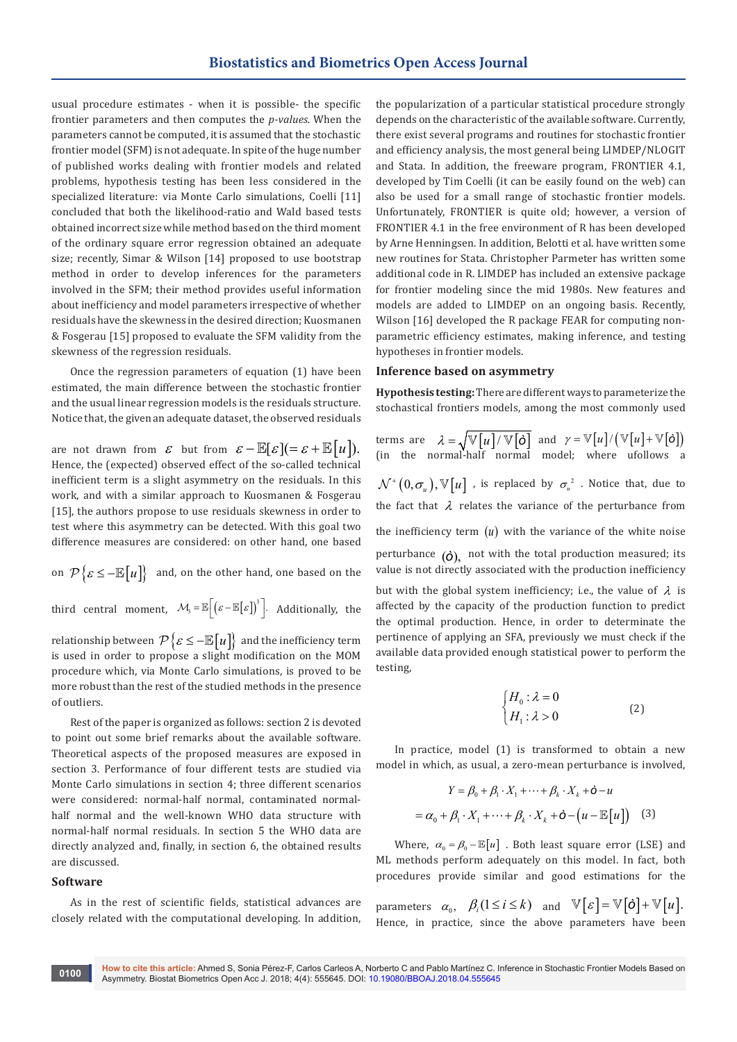usual procedure estimates - when it is possible- the specific frontier parameters and then computes the *p-values*. When the parameters cannot be computed, it is assumed that the stochastic frontier model (SFM) is not adequate. In spite of the huge number of published works dealing with frontier models and related problems, hypothesis testing has been less considered in the specialized literature: via Monte Carlo simulations, Coelli [11] concluded that both the likelihood-ratio and Wald based tests obtained incorrect size while method based on the third moment of the ordinary square error regression obtained an adequate size; recently, Simar & Wilson [14] proposed to use bootstrap method in order to develop inferences for the parameters involved in the SFM; their method provides useful information about inefficiency and model parameters irrespective of whether residuals have the skewness in the desired direction; Kuosmanen & Fosgerau [15] proposed to evaluate the SFM validity from the skewness of the regression residuals.

Once the regression parameters of equation (1) have been estimated, the main difference between the stochastic frontier and the usual linear regression models is the residuals structure. Notice that, the given an adequate dataset, the observed residuals are not drawn from $\varepsilon$ but from $\varepsilon - \mathbb{E}[\varepsilon](=\varepsilon + \mathbb{E}[u])$. Hence, the (expected) observed effect of the so-called technical inefficient term is a slight asymmetry on the residuals. In this work, and with a similar approach to Kuosmanen & Fosgerau [15], the authors propose to use residuals skewness in order to test where this asymmetry can be detected. With this goal two difference measures are considered: on other hand, one based on $\mathcal{P}\{\varepsilon \le -\mathbb{E}[u]\}$ and, on the other hand, one based on the third central moment, $\mathcal{M}_3 = \mathbb{E}\left[(\varepsilon - \mathbb{E}[\varepsilon])^3\right]$. Additionally, the relationship between $\mathcal{P}\{\varepsilon \le -\mathbb{E}[u]\}$ and the inefficiency term is used in order to propose a slight modification on the MOM procedure which, via Monte Carlo simulations, is proved to be more robust than the rest of the studied methods in the presence of outliers.

Rest of the paper is organized as follows: section 2 is devoted to point out some brief remarks about the available software. Theoretical aspects of the proposed measures are exposed in section 3. Performance of four different tests are studied via Monte Carlo simulations in section 4; three different scenarios were considered: normal-half normal, contaminated normal-half normal and the well-known WHO data structure with normal-half normal residuals. In section 5 the WHO data are directly analyzed and, finally, in section 6, the obtained results are discussed.

## Software

As in the rest of scientific fields, statistical advances are closely related with the computational developing. In addition, the popularization of a particular statistical procedure strongly depends on the characteristic of the available software. Currently, there exist several programs and routines for stochastic frontier and efficiency analysis, the most general being LIMDEP/NLOGIT and Stata. In addition, the freeware program, FRONTIER 4.1, developed by Tim Coelli (it can be found easily found on the web) can also be used for a small range of stochastic frontier models. Unfortunately, FRONTIER is quite old; however, a version of FRONTIER 4.1 in the free environment of R has been developed by Arne Henningsen. In addition, Belotti et al. have written some new routines for Stata. Christopher Parmeter has written some additional code in R. LIMDEP has included an extensive package for frontier modeling since the mid 1980s. New features and models are added to LIMDEP on an ongoing basis. Recently, Wilson [16] developed the R package FEAR for computing non-parametric efficiency estimates, making inference, and testing hypotheses in frontier models.

## Inference based on asymmetry

**Hypothesis testing:** There are different ways to parameterize the stochastical frontiers models, among the most commonly used terms are $\lambda = \sqrt{\mathbb{V}[u]/\mathbb{V}[\grave{o}]}$ and $\gamma = \mathbb{V}[u]/(\mathbb{V}[u]+\mathbb{V}[\grave{o}])$ (in the normal-half normal model; where u follows a $\mathcal{N}^+(0,\sigma_u), \mathbb{V}[u]$, is replaced by $\sigma_u^2$. Notice that, due to the fact that $\lambda$ relates the variance of the perturbance from the inefficiency term $(u)$ with the variance of the white noise perturbance $(\grave{o})$, not with the total production measured; its value is not directly associated with the production inefficiency but with the global system inefficiency; i.e., the value of $\lambda$ is affected by the capacity of the production function to predict the optimal production. Hence, in order to determinate the pertinence of applying an SFA, previously we must check if the available data provided enough statistical power to perform the testing,

$$\begin{cases} H_0 : \lambda = 0 \\ H_1 : \lambda > 0 \end{cases} \qquad (2)$$

In practice, model (1) is transformed to obtain a new model in which, as usual, a zero-mean perturbance is involved,

$$\begin{aligned} Y &= \beta_0 + \beta_1 \cdot X_1 + \cdots + \beta_k \cdot X_k + \grave{o} - u \\ &= \alpha_0 + \beta_1 \cdot X_1 + \cdots + \beta_k \cdot X_k + \grave{o} - (u - \mathbb{E}[u]) \end{aligned} \qquad (3)$$

Where, $\alpha_0 = \beta_0 - \mathbb{E}[u]$. Both least square error (LSE) and ML methods perform adequately on this model. In fact, both procedures provide similar and good estimations for the parameters $\alpha_0$, $\beta_i (1 \le i \le k)$ and $\mathbb{V}[\varepsilon] = \mathbb{V}[\grave{o}] + \mathbb{V}[u]$. Hence, in practice, since the above parameters have been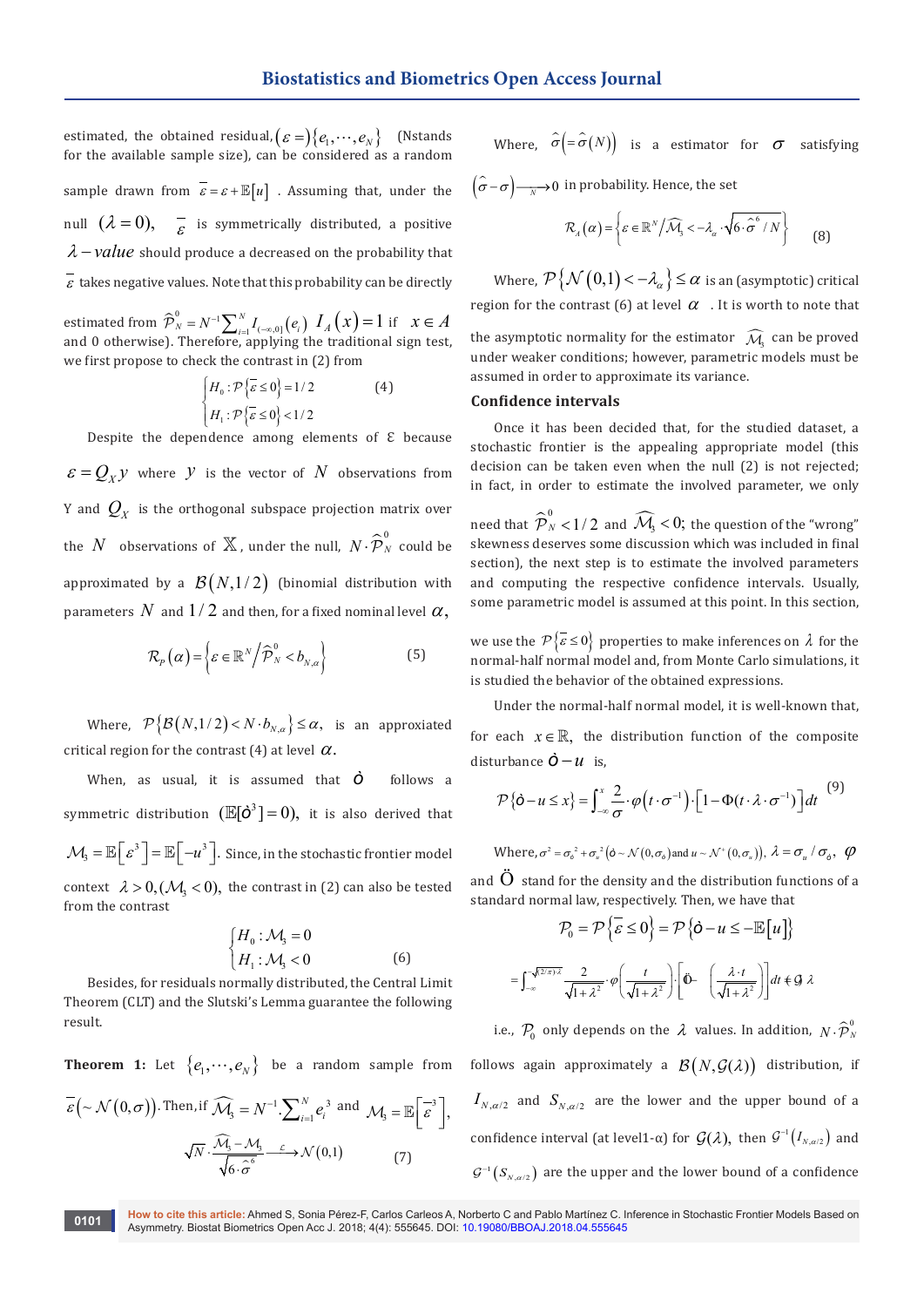estimated, the obtained residual, $(\varepsilon =)\{e_1,\cdots,e_N\}$ (Nstands for the available sample size), can be considered as a random sample drawn from $\bar{\varepsilon} = \varepsilon + \mathbb{E}[u]$. Assuming that, under the null $(\lambda = 0)$, $\bar{\varepsilon}$ is symmetrically distributed, a positive $\lambda - value$ should produce a decreased on the probability that $\bar{\varepsilon}$ takes negative values. Note that this probability can be directly estimated from $\widehat{\mathcal{P}}_N^0 = N^{-1}\sum_{i=1}^N I_{(-\infty,0]}(e_i)$ $I_A(x) = 1$ if $x \in A$ and 0 otherwise). Therefore, applying the traditional sign test, we first propose to check the contrast in (2) from

$$\begin{cases} H_0 : \mathcal{P}\{\bar{\varepsilon} \le 0\} = 1/2 \\ H_1 : \mathcal{P}\{\bar{\varepsilon} \le 0\} < 1/2 \end{cases} \tag{4}$$

Despite the dependence among elements of ε because $\varepsilon = Q_X y$ where $y$ is the vector of $N$ observations from Y and $Q_X$ is the orthogonal subspace projection matrix over the $N$ observations of $\mathbb{X}$, under the null, $N \cdot \widehat{\mathcal{P}}_N^0$ could be approximated by a $\mathcal{B}(N,1/2)$ (binomial distribution with parameters $N$ and $1/2$ and then, for a fixed nominal level $\alpha$,

$$\mathcal{R}_P(\alpha) = \left\{\varepsilon \in \mathbb{R}^N / \widehat{\mathcal{P}}_N^0 < b_{N,\alpha}\right\} \tag{5}$$

Where, $\mathcal{P}\{\mathcal{B}(N,1/2) < N \cdot b_{N,\alpha}\} \le \alpha$, is an approximated critical region for the contrast (4) at level $\alpha$.

When, as usual, it is assumed that $\grave{o}$ follows a symmetric distribution $(\mathbb{E}[\grave{o}^3] = 0)$, it is also derived that $\mathcal{M}_3 = \mathbb{E}[\varepsilon^3] = \mathbb{E}[-u^3]$. Since, in the stochastic frontier model context $\lambda > 0, (\mathcal{M}_3 < 0)$, the contrast in (2) can also be tested from the contrast

$$\begin{cases} H_0 : \mathcal{M}_3 = 0 \\ H_1 : \mathcal{M}_3 < 0 \end{cases} \tag{6}$$

Besides, for residuals normally distributed, the Central Limit Theorem (CLT) and the Slutski's Lemma guarantee the following result.

**Theorem 1:** Let $\{e_1,\cdots,e_N\}$ be a random sample from $\bar{\varepsilon}(\sim \mathcal{N}(0,\sigma))$. Then, if $\widehat{\mathcal{M}_3} = N^{-1}.\sum_{i=1}^N e_i^3$ and $\mathcal{M}_3 = \mathbb{E}\left[\bar{\varepsilon}^3\right]$,

$$\sqrt{N} \cdot \frac{\widehat{\mathcal{M}_3} - \mathcal{M}_3}{\sqrt{6 \cdot \hat{\sigma}^6}} \xrightarrow{\ \mathcal{L}\ } \mathcal{N}(0,1) \tag{7}$$

Where, $\hat{\sigma}\left(=\hat{\sigma}(N)\right)$ is a estimator for $\sigma$ satisfying $\left(\hat{\sigma} - \sigma\right) \xrightarrow[N]{} 0$ in probability. Hence, the set

$$\mathcal{R}_A(\alpha) = \left\{\varepsilon \in \mathbb{R}^N / \widehat{\mathcal{M}_3} < -\lambda_\alpha \cdot \sqrt{6 \cdot \hat{\sigma}^6 / N}\right\} \tag{8}$$

Where, $\mathcal{P}\{\mathcal{N}(0,1) < -\lambda_\alpha\} \le \alpha$ is an (asymptotic) critical region for the contrast (6) at level $\alpha$. It is worth to note that the asymptotic normality for the estimator $\widehat{\mathcal{M}_3}$ can be proved under weaker conditions; however, parametric models must be assumed in order to approximate its variance.

## Confidence intervals

Once it has been decided that, for the studied dataset, a stochastic frontier is the appealing appropriate model (this decision can be taken even when the null (2) is not rejected; in fact, in order to estimate the involved parameter, we only need that $\widehat{\mathcal{P}}_N^0 < 1/2$ and $\widehat{\mathcal{M}_3} < 0$; the question of the "wrong" skewness deserves some discussion which was included in final section), the next step is to estimate the involved parameters and computing the respective confidence intervals. Usually, some parametric model is assumed at this point. In this section, we use the $\mathcal{P}\{\bar{\varepsilon} \le 0\}$ properties to make inferences on $\lambda$ for the normal-half normal model and, from Monte Carlo simulations, it is studied the behavior of the obtained expressions.

Under the normal-half normal model, it is well-known that, for each $x \in \mathbb{R}$, the distribution function of the composite disturbance $\grave{o} - u$ is,

$$\mathcal{P}\{\grave{o} - u \le x\} = \int_{-\infty}^{x} \frac{2}{\sigma} \cdot \varphi\left(t \cdot \sigma^{-1}\right) \cdot \left[1 - \Phi(t \cdot \lambda \cdot \sigma^{-1})\right] dt \tag{9}$$

Where, $\sigma^2 = \sigma_o^2 + \sigma_u^2$ ($\grave{o} \sim \mathcal{N}(0,\sigma_o)$ and $u \sim \mathcal{N}^+(0,\sigma_u)$), $\lambda = \sigma_u / \sigma_o$, $\varphi$ and $\Phi$ stand for the density and the distribution functions of a standard normal law, respectively. Then, we have that

$$\mathcal{P}_0 = \mathcal{P}\{\bar{\varepsilon} \le 0\} = \mathcal{P}\{\grave{o} - u \le -\mathbb{E}[u]\}$$

$$= \int_{-\infty}^{-\sqrt{(2/\pi)}\,\lambda} \frac{2}{\sqrt{1+\lambda^2}} \cdot \varphi\left(\frac{t}{\sqrt{1+\lambda^2}}\right) \cdot \left[1 - \Phi\left(\frac{\lambda \cdot t}{\sqrt{1+\lambda^2}}\right)\right] dt = \mathcal{G}(\lambda)$$

i.e., $\mathcal{P}_0$ only depends on the $\lambda$ values. In addition, $N \cdot \widehat{\mathcal{P}}_N^0$ follows again approximately a $\mathcal{B}(N, \mathcal{G}(\lambda))$ distribution, if $I_{N,\alpha/2}$ and $S_{N,\alpha/2}$ are the lower and the upper bound of a confidence interval (at level1-α) for $\mathcal{G}(\lambda)$, then $\mathcal{G}^{-1}(I_{N,\alpha/2})$ and $\mathcal{G}^{-1}(S_{N,\alpha/2})$ are the upper and the lower bound of a confidence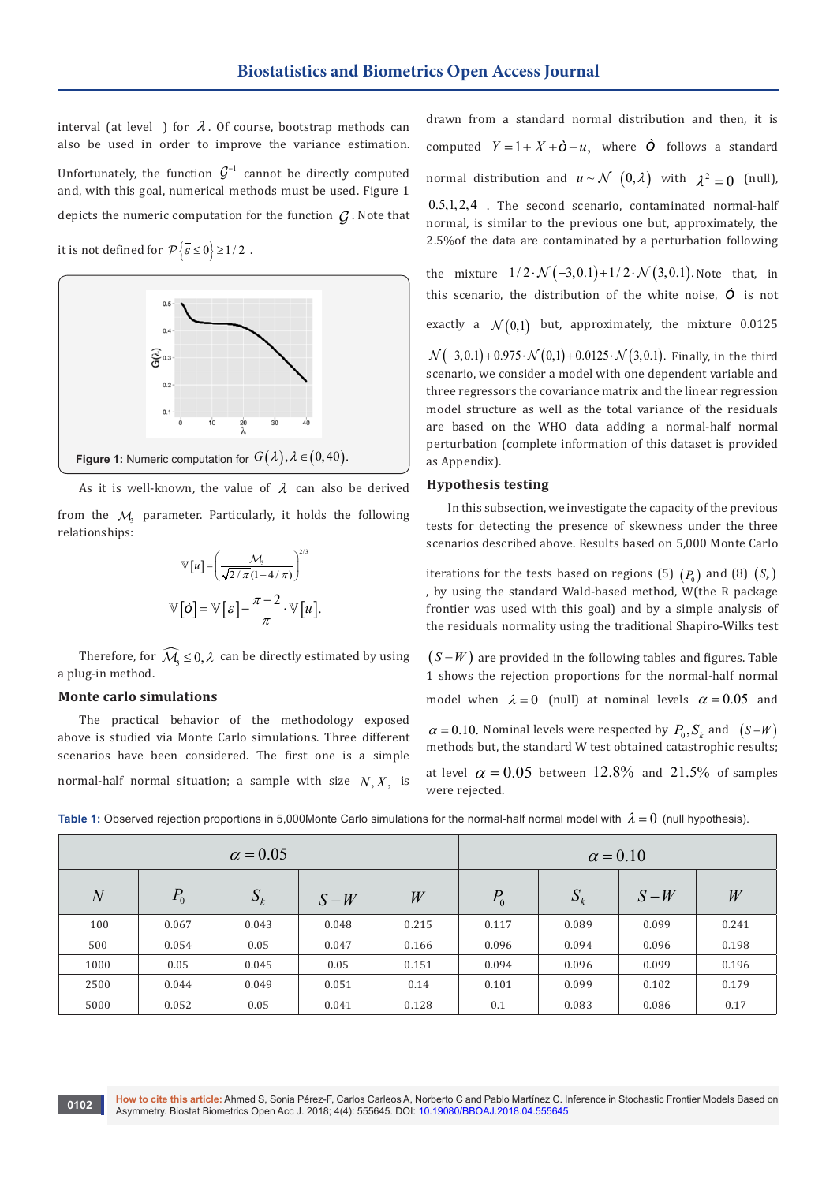interval (at level ) for $\lambda$. Of course, bootstrap methods can also be used in order to improve the variance estimation. Unfortunately, the function $\mathcal{G}^{-1}$ cannot be directly computed and, with this goal, numerical methods must be used. Figure 1 depicts the numeric computation for the function $\mathcal{G}$. Note that it is not defined for $\mathcal{P}\{\overline{\varepsilon} \leq 0\} \geq 1/2$.

**Figure 1:** Numeric computation for $G(\lambda), \lambda \in (0, 40)$.

As it is well-known, the value of $\lambda$ can also be derived from the $\mathcal{M}_3$ parameter. Particularly, it holds the following relationships:

$$\mathbb{V}[u] = \left( \frac{\mathcal{M}_3}{\sqrt{2/\pi}(1-4/\pi)} \right)^{2/3}$$

$$\mathbb{V}[\dot{o}] = \mathbb{V}[\varepsilon] - \frac{\pi - 2}{\pi} \cdot \mathbb{V}[u].$$

Therefore, for $\widehat{\mathcal{M}_3} \leq 0, \lambda$ can be directly estimated by using a plug-in method.

## Monte carlo simulations

The practical behavior of the methodology exposed above is studied via Monte Carlo simulations. Three different scenarios have been considered. The first one is a simple normal-half normal situation; a sample with size $N, X,$ is drawn from a standard normal distribution and then, it is computed $Y = 1 + X + \dot{o} - u,$ where $\dot{o}$ follows a standard normal distribution and $u \sim \mathcal{N}^{+}(0, \lambda)$ with $\lambda^2 = 0$ (null), $0.5, 1, 2, 4$. The second scenario, contaminated normal-half normal, is similar to the previous one but, approximately, the 2.5%of the data are contaminated by a perturbation following the mixture $1/2 \cdot \mathcal{N}(-3, 0.1) + 1/2 \cdot \mathcal{N}(3, 0.1)$. Note that, in this scenario, the distribution of the white noise, $\dot{o}$ is not exactly a $\mathcal{N}(0,1)$ but, approximately, the mixture 0.0125 $\mathcal{N}(-3, 0.1) + 0.975 \cdot \mathcal{N}(0,1) + 0.0125 \cdot \mathcal{N}(3, 0.1)$. Finally, in the third scenario, we consider a model with one dependent variable and three regressors the covariance matrix and the linear regression model structure as well as the total variance of the residuals are based on the WHO data adding a normal-half normal perturbation (complete information of this dataset is provided as Appendix).

## Hypothesis testing

In this subsection, we investigate the capacity of the previous tests for detecting the presence of skewness under the three scenarios described above. Results based on 5,000 Monte Carlo iterations for the tests based on regions (5) $(P_0)$ and (8) $(S_k)$, by using the standard Wald-based method, W(the R package frontier was used with this goal) and by a simple analysis of the residuals normality using the traditional Shapiro-Wilks test $(S - W)$ are provided in the following tables and figures. Table 1 shows the rejection proportions for the normal-half normal model when $\lambda = 0$ (null) at nominal levels $\alpha = 0.05$ and $\alpha = 0.10$. Nominal levels were respected by $P_0, S_k$ and $(S - W)$ methods but, the standard W test obtained catastrophic results; at level $\alpha = 0.05$ between $12.8\%$ and $21.5\%$ of samples were rejected.

**Table 1:** Observed rejection proportions in 5,000Monte Carlo simulations for the normal-half normal model with $\lambda = 0$ (null hypothesis).

| | $\alpha = 0.05$ | | | | $\alpha = 0.10$ | | | |
|---|---|---|---|---|---|---|---|---|
| $N$ | $P_0$ | $S_k$ | $S-W$ | $W$ | $P_0$ | $S_k$ | $S-W$ | $W$ |
| 100 | 0.067 | 0.043 | 0.048 | 0.215 | 0.117 | 0.089 | 0.099 | 0.241 |
| 500 | 0.054 | 0.05 | 0.047 | 0.166 | 0.096 | 0.094 | 0.096 | 0.198 |
| 1000 | 0.05 | 0.045 | 0.05 | 0.151 | 0.094 | 0.096 | 0.099 | 0.196 |
| 2500 | 0.044 | 0.049 | 0.051 | 0.14 | 0.101 | 0.099 | 0.102 | 0.179 |
| 5000 | 0.052 | 0.05 | 0.041 | 0.128 | 0.1 | 0.083 | 0.086 | 0.17 |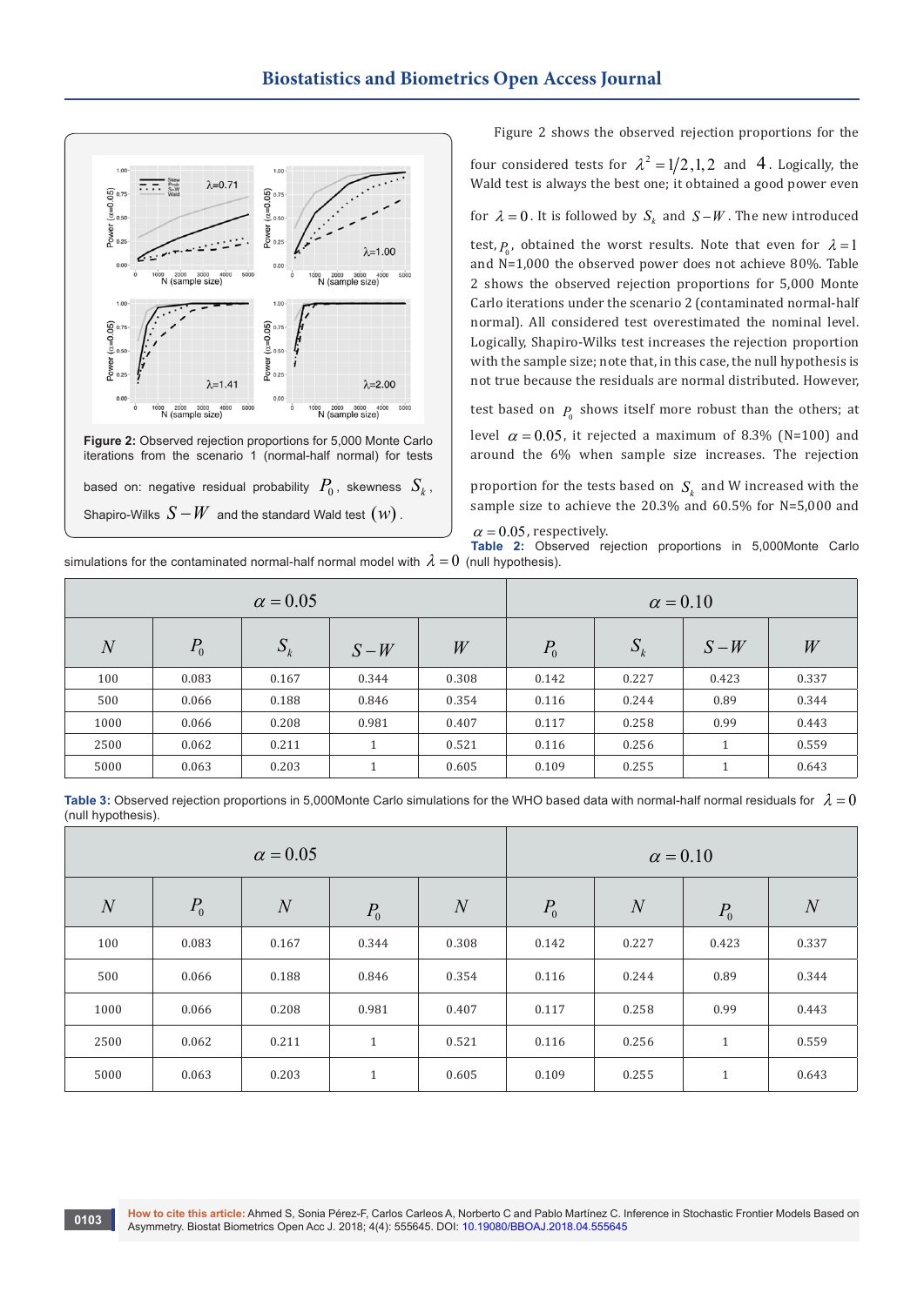Figure 2: Observed rejection proportions for 5,000 Monte Carlo iterations from the scenario 1 (normal-half normal) for tests based on: negative residual probability $P_0$, skewness $S_k$, Shapiro-Wilks $S-W$ and the standard Wald test $(w)$.

Figure 2 shows the observed rejection proportions for the four considered tests for $\lambda^2 = 1/2, 1, 2$ and $4$. Logically, the Wald test is always the best one; it obtained a good power even for $\lambda = 0$. It is followed by $S_k$ and $S-W$. The new introduced test, $P_0$, obtained the worst results. Note that even for $\lambda = 1$ and N=1,000 the observed power does not achieve 80%. Table 2 shows the observed rejection proportions for 5,000 Monte Carlo iterations under the scenario 2 (contaminated normal-half normal). All considered test overestimated the nominal level. Logically, Shapiro-Wilks test increases the rejection proportion with the sample size; note that, in this case, the null hypothesis is not true because the residuals are normal distributed. However, test based on $P_0$ shows itself more robust than the others; at level $\alpha = 0.05$, it rejected a maximum of 8.3% (N=100) and around the 6% when sample size increases. The rejection proportion for the tests based on $S_k$ and W increased with the sample size to achieve the 20.3% and 60.5% for N=5,000 and $\alpha = 0.05$, respectively.

**Table 2:** Observed rejection proportions in 5,000Monte Carlo simulations for the contaminated normal-half normal model with $\lambda = 0$ (null hypothesis).

| | $\alpha = 0.05$ | | | | $\alpha = 0.10$ | | | |
|---|---|---|---|---|---|---|---|---|
| $N$ | $P_0$ | $S_k$ | $S-W$ | $W$ | $P_0$ | $S_k$ | $S-W$ | $W$ |
| 100 | 0.083 | 0.167 | 0.344 | 0.308 | 0.142 | 0.227 | 0.423 | 0.337 |
| 500 | 0.066 | 0.188 | 0.846 | 0.354 | 0.116 | 0.244 | 0.89 | 0.344 |
| 1000 | 0.066 | 0.208 | 0.981 | 0.407 | 0.117 | 0.258 | 0.99 | 0.443 |
| 2500 | 0.062 | 0.211 | 1 | 0.521 | 0.116 | 0.256 | 1 | 0.559 |
| 5000 | 0.063 | 0.203 | 1 | 0.605 | 0.109 | 0.255 | 1 | 0.643 |

**Table 3:** Observed rejection proportions in 5,000Monte Carlo simulations for the WHO based data with normal-half normal residuals for $\lambda = 0$ (null hypothesis).

| | $\alpha = 0.05$ | | | | $\alpha = 0.10$ | | | |
|---|---|---|---|---|---|---|---|---|
| $N$ | $P_0$ | $N$ | $P_0$ | $N$ | $P_0$ | $N$ | $P_0$ | $N$ |
| 100 | 0.083 | 0.167 | 0.344 | 0.308 | 0.142 | 0.227 | 0.423 | 0.337 |
| 500 | 0.066 | 0.188 | 0.846 | 0.354 | 0.116 | 0.244 | 0.89 | 0.344 |
| 1000 | 0.066 | 0.208 | 0.981 | 0.407 | 0.117 | 0.258 | 0.99 | 0.443 |
| 2500 | 0.062 | 0.211 | 1 | 0.521 | 0.116 | 0.256 | 1 | 0.559 |
| 5000 | 0.063 | 0.203 | 1 | 0.605 | 0.109 | 0.255 | 1 | 0.643 |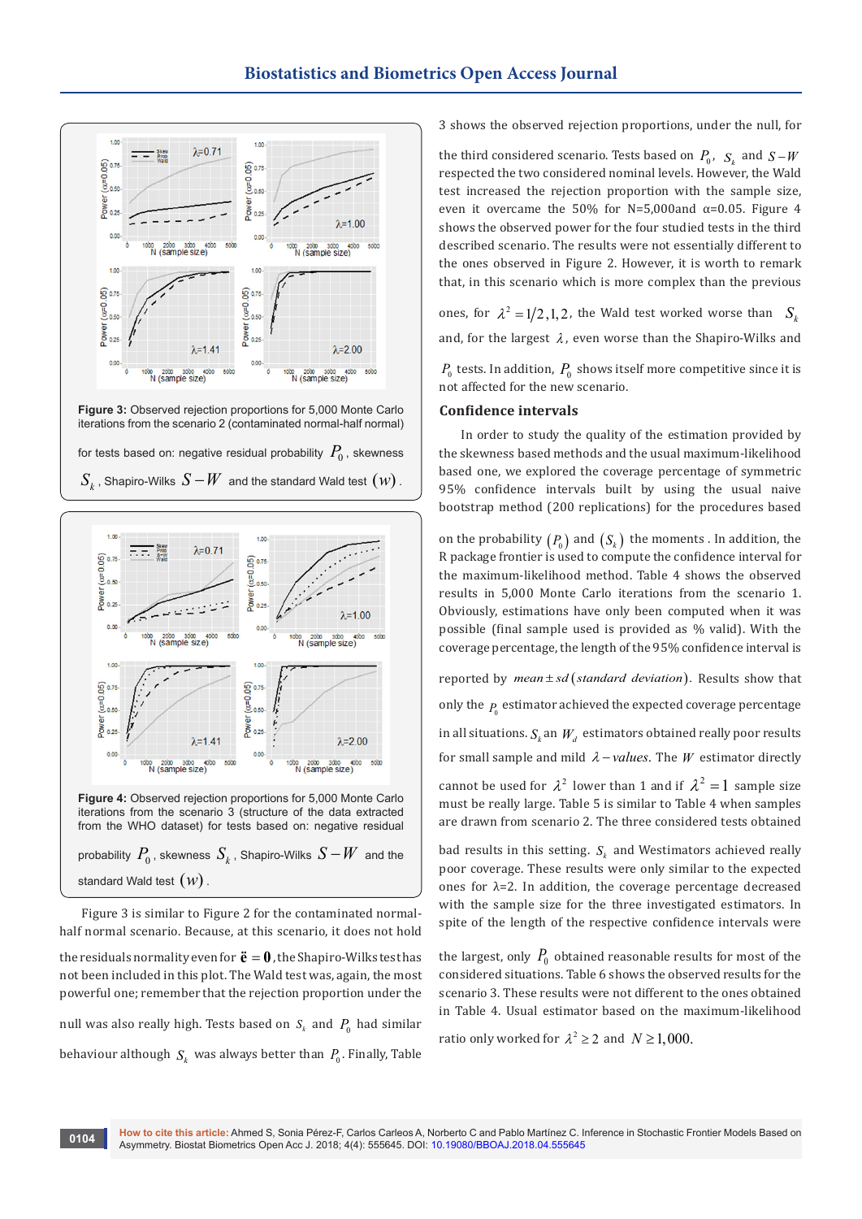**Figure 3:** Observed rejection proportions for 5,000 Monte Carlo iterations from the scenario 2 (contaminated normal-half normal) for tests based on: negative residual probability $P_0$, skewness $S_k$, Shapiro-Wilks $S-W$ and the standard Wald test $(W)$.

**Figure 4:** Observed rejection proportions for 5,000 Monte Carlo iterations from the scenario 3 (structure of the data extracted from the WHO dataset) for tests based on: negative residual probability $P_0$, skewness $S_k$, Shapiro-Wilks $S-W$ and the standard Wald test $(W)$.

Figure 3 is similar to Figure 2 for the contaminated normal-half normal scenario. Because, at this scenario, it does not hold the residuals normality even for $\ddot{\mathbf{e}} = \mathbf{0}$, the Shapiro-Wilks test has not been included in this plot. The Wald test was, again, the most powerful one; remember that the rejection proportion under the null was also really high. Tests based on $S_k$ and $P_0$ had similar behaviour although $S_k$ was always better than $P_0$. Finally, Table 3 shows the observed rejection proportions, under the null, for the third considered scenario. Tests based on $P_0$, $S_k$ and $S-W$ respected the two considered nominal levels. However, the Wald test increased the rejection proportion with the sample size, even it overcame the 50% for N=5,000and α=0.05. Figure 4 shows the observed power for the four studied tests in the third described scenario. The results were not essentially different to the ones observed in Figure 2. However, it is worth to remark that, in this scenario which is more complex than the previous ones, for $\lambda^2 = 1/2, 1, 2$, the Wald test worked worse than $S_k$ and, for the largest $\lambda$, even worse than the Shapiro-Wilks and $P_0$ tests. In addition, $P_0$ shows itself more competitive since it is not affected for the new scenario.

## Confidence intervals

In order to study the quality of the estimation provided by the skewness based methods and the usual maximum-likelihood based one, we explored the coverage percentage of symmetric 95% confidence intervals built by using the usual naive bootstrap method (200 replications) for the procedures based on the probability $(P_0)$ and $(S_k)$ the moments . In addition, the R package frontier is used to compute the confidence interval for the maximum-likelihood method. Table 4 shows the observed results in 5,000 Monte Carlo iterations from the scenario 1. Obviously, estimations have only been computed when it was possible (final sample used is provided as % valid). With the coverage percentage, the length of the 95% confidence interval is reported by $mean \pm sd\,(standard\ deviation)$. Results show that only the $P_0$ estimator achieved the expected coverage percentage in all situations. $S_k$ an $W_d$ estimators obtained really poor results for small sample and mild $\lambda - values$. The $W$ estimator directly cannot be used for $\lambda^2$ lower than 1 and if $\lambda^2 = 1$ sample size must be really large. Table 5 is similar to Table 4 when samples are drawn from scenario 2. The three considered tests obtained bad results in this setting. $S_k$ and Westimators achieved really poor coverage. These results were only similar to the expected ones for λ=2. In addition, the coverage percentage decreased with the sample size for the three investigated estimators. In spite of the length of the respective confidence intervals were the largest, only $P_0$ obtained reasonable results for most of the considered situations. Table 6 shows the observed results for the scenario 3. These results were not different to the ones obtained in Table 4. Usual estimator based on the maximum-likelihood ratio only worked for $\lambda^2 \geq 2$ and $N \geq 1{,}000$.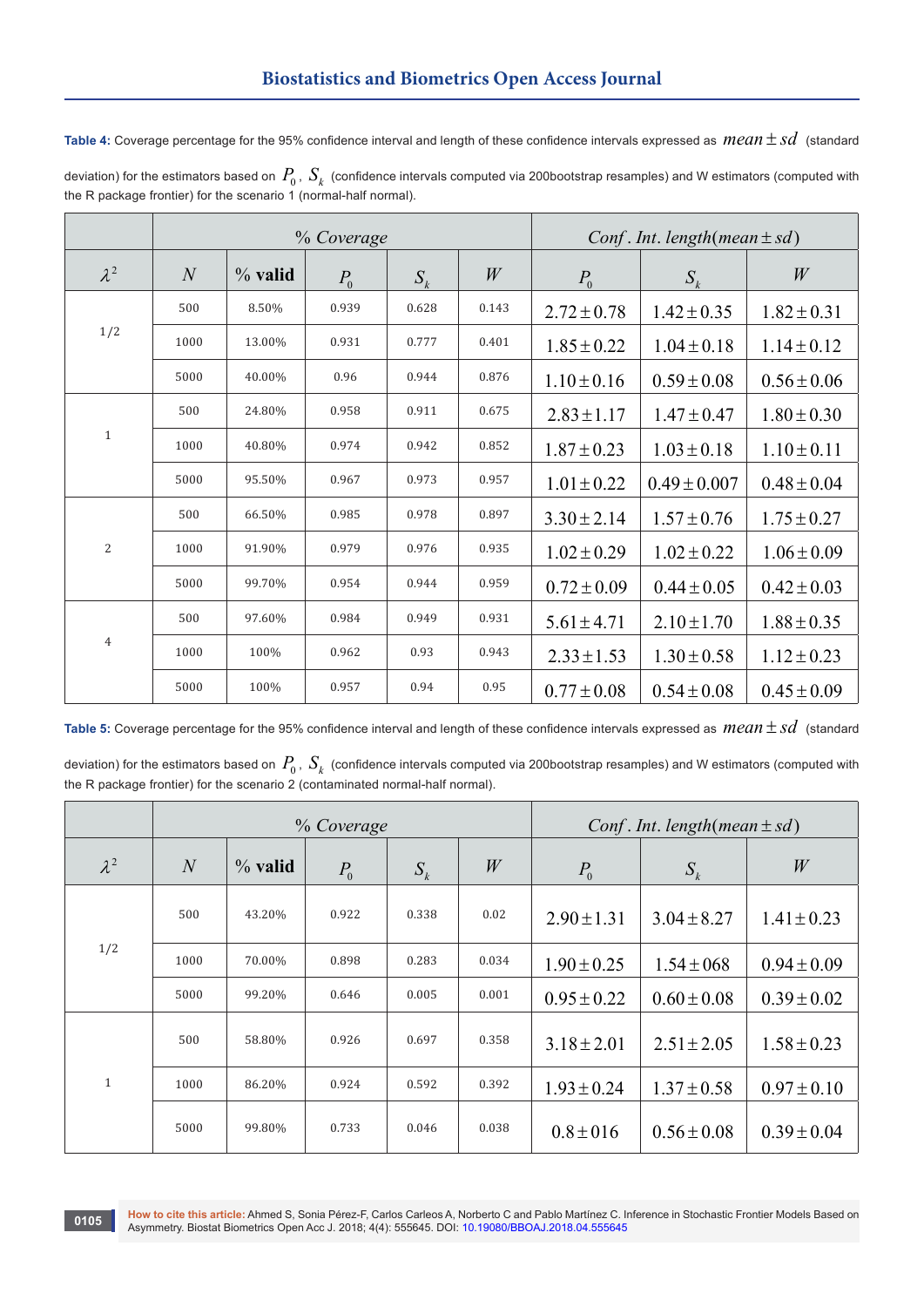**Table 4:** Coverage percentage for the 95% confidence interval and length of these confidence intervals expressed as $mean \pm sd$ (standard deviation) for the estimators based on $P_0$, $S_k$ (confidence intervals computed via 200bootstrap resamples) and W estimators (computed with the R package frontier) for the scenario 1 (normal-half normal).

| | % Coverage | | | | | Conf. Int. length(mean ± sd) | | |
|---|---|---|---|---|---|---|---|---|
| $\lambda^2$ | $N$ | % valid | $P_0$ | $S_k$ | $W$ | $P_0$ | $S_k$ | $W$ |
| 1/2 | 500 | 8.50% | 0.939 | 0.628 | 0.143 | $2.72 \pm 0.78$ | $1.42 \pm 0.35$ | $1.82 \pm 0.31$ |
| | 1000 | 13.00% | 0.931 | 0.777 | 0.401 | $1.85 \pm 0.22$ | $1.04 \pm 0.18$ | $1.14 \pm 0.12$ |
| | 5000 | 40.00% | 0.96 | 0.944 | 0.876 | $1.10 \pm 0.16$ | $0.59 \pm 0.08$ | $0.56 \pm 0.06$ |
| 1 | 500 | 24.80% | 0.958 | 0.911 | 0.675 | $2.83 \pm 1.17$ | $1.47 \pm 0.47$ | $1.80 \pm 0.30$ |
| | 1000 | 40.80% | 0.974 | 0.942 | 0.852 | $1.87 \pm 0.23$ | $1.03 \pm 0.18$ | $1.10 \pm 0.11$ |
| | 5000 | 95.50% | 0.967 | 0.973 | 0.957 | $1.01 \pm 0.22$ | $0.49 \pm 0.007$ | $0.48 \pm 0.04$ |
| 2 | 500 | 66.50% | 0.985 | 0.978 | 0.897 | $3.30 \pm 2.14$ | $1.57 \pm 0.76$ | $1.75 \pm 0.27$ |
| | 1000 | 91.90% | 0.979 | 0.976 | 0.935 | $1.02 \pm 0.29$ | $1.02 \pm 0.22$ | $1.06 \pm 0.09$ |
| | 5000 | 99.70% | 0.954 | 0.944 | 0.959 | $0.72 \pm 0.09$ | $0.44 \pm 0.05$ | $0.42 \pm 0.03$ |
| 4 | 500 | 97.60% | 0.984 | 0.949 | 0.931 | $5.61 \pm 4.71$ | $2.10 \pm 1.70$ | $1.88 \pm 0.35$ |
| | 1000 | 100% | 0.962 | 0.93 | 0.943 | $2.33 \pm 1.53$ | $1.30 \pm 0.58$ | $1.12 \pm 0.23$ |
| | 5000 | 100% | 0.957 | 0.94 | 0.95 | $0.77 \pm 0.08$ | $0.54 \pm 0.08$ | $0.45 \pm 0.09$ |

**Table 5:** Coverage percentage for the 95% confidence interval and length of these confidence intervals expressed as $mean \pm sd$ (standard deviation) for the estimators based on $P_0$, $S_k$ (confidence intervals computed via 200bootstrap resamples) and W estimators (computed with the R package frontier) for the scenario 2 (contaminated normal-half normal).

| | % Coverage | | | | | Conf. Int. length(mean ± sd) | | |
|---|---|---|---|---|---|---|---|---|
| $\lambda^2$ | $N$ | % valid | $P_0$ | $S_k$ | $W$ | $P_0$ | $S_k$ | $W$ |
| 1/2 | 500 | 43.20% | 0.922 | 0.338 | 0.02 | $2.90 \pm 1.31$ | $3.04 \pm 8.27$ | $1.41 \pm 0.23$ |
| | 1000 | 70.00% | 0.898 | 0.283 | 0.034 | $1.90 \pm 0.25$ | $1.54 \pm 068$ | $0.94 \pm 0.09$ |
| | 5000 | 99.20% | 0.646 | 0.005 | 0.001 | $0.95 \pm 0.22$ | $0.60 \pm 0.08$ | $0.39 \pm 0.02$ |
| 1 | 500 | 58.80% | 0.926 | 0.697 | 0.358 | $3.18 \pm 2.01$ | $2.51 \pm 2.05$ | $1.58 \pm 0.23$ |
| | 1000 | 86.20% | 0.924 | 0.592 | 0.392 | $1.93 \pm 0.24$ | $1.37 \pm 0.58$ | $0.97 \pm 0.10$ |
| | 5000 | 99.80% | 0.733 | 0.046 | 0.038 | $0.8 \pm 016$ | $0.56 \pm 0.08$ | $0.39 \pm 0.04$ |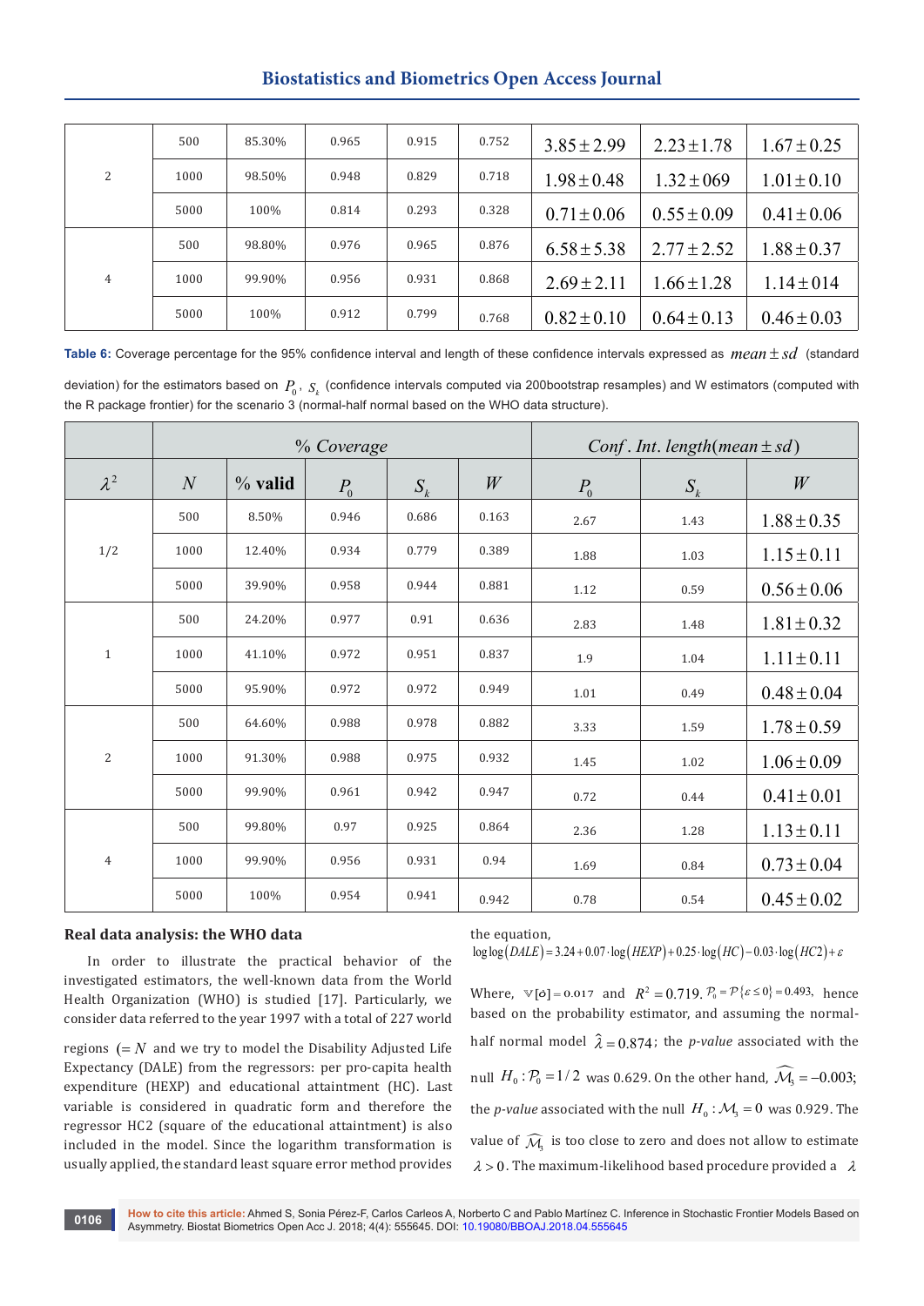| | | | | | | | | |
|---|---|---|---|---|---|---|---|---|
| 2 | 500 | 85.30% | 0.965 | 0.915 | 0.752 | $3.85 \pm 2.99$ | $2.23 \pm 1.78$ | $1.67 \pm 0.25$ |
| | 1000 | 98.50% | 0.948 | 0.829 | 0.718 | $1.98 \pm 0.48$ | $1.32 \pm 069$ | $1.01 \pm 0.10$ |
| | 5000 | 100% | 0.814 | 0.293 | 0.328 | $0.71 \pm 0.06$ | $0.55 \pm 0.09$ | $0.41 \pm 0.06$ |
| 4 | 500 | 98.80% | 0.976 | 0.965 | 0.876 | $6.58 \pm 5.38$ | $2.77 \pm 2.52$ | $1.88 \pm 0.37$ |
| | 1000 | 99.90% | 0.956 | 0.931 | 0.868 | $2.69 \pm 2.11$ | $1.66 \pm 1.28$ | $1.14 \pm 014$ |
| | 5000 | 100% | 0.912 | 0.799 | 0.768 | $0.82 \pm 0.10$ | $0.64 \pm 0.13$ | $0.46 \pm 0.03$ |

**Table 6:** Coverage percentage for the 95% confidence interval and length of these confidence intervals expressed as $mean \pm sd$ (standard deviation) for the estimators based on $P_0$, $S_k$ (confidence intervals computed via 200bootstrap resamples) and W estimators (computed with the R package frontier) for the scenario 3 (normal-half normal based on the WHO data structure).

| | | | % Coverage | | | Conf. Int. length($mean \pm sd$) | | |
|---|---|---|---|---|---|---|---|---|
| $\lambda^2$ | $N$ | % valid | $P_0$ | $S_k$ | $W$ | $P_0$ | $S_k$ | $W$ |
| 1/2 | 500 | 8.50% | 0.946 | 0.686 | 0.163 | 2.67 | 1.43 | $1.88 \pm 0.35$ |
| | 1000 | 12.40% | 0.934 | 0.779 | 0.389 | 1.88 | 1.03 | $1.15 \pm 0.11$ |
| | 5000 | 39.90% | 0.958 | 0.944 | 0.881 | 1.12 | 0.59 | $0.56 \pm 0.06$ |
| 1 | 500 | 24.20% | 0.977 | 0.91 | 0.636 | 2.83 | 1.48 | $1.81 \pm 0.32$ |
| | 1000 | 41.10% | 0.972 | 0.951 | 0.837 | 1.9 | 1.04 | $1.11 \pm 0.11$ |
| | 5000 | 95.90% | 0.972 | 0.972 | 0.949 | 1.01 | 0.49 | $0.48 \pm 0.04$ |
| 2 | 500 | 64.60% | 0.988 | 0.978 | 0.882 | 3.33 | 1.59 | $1.78 \pm 0.59$ |
| | 1000 | 91.30% | 0.988 | 0.975 | 0.932 | 1.45 | 1.02 | $1.06 \pm 0.09$ |
| | 5000 | 99.90% | 0.961 | 0.942 | 0.947 | 0.72 | 0.44 | $0.41 \pm 0.01$ |
| 4 | 500 | 99.80% | 0.97 | 0.925 | 0.864 | 2.36 | 1.28 | $1.13 \pm 0.11$ |
| | 1000 | 99.90% | 0.956 | 0.931 | 0.94 | 1.69 | 0.84 | $0.73 \pm 0.04$ |
| | 5000 | 100% | 0.954 | 0.941 | 0.942 | 0.78 | 0.54 | $0.45 \pm 0.02$ |

## Real data analysis: the WHO data

In order to illustrate the practical behavior of the investigated estimators, the well-known data from the World Health Organization (WHO) is studied [17]. Particularly, we consider data referred to the year 1997 with a total of 227 world regions ($= N$ and we try to model the Disability Adjusted Life Expectancy (DALE) from the regressors: per pro-capita health expenditure (HEXP) and educational attainment (HC). Last variable is considered in quadratic form and therefore the regressor HC2 (square of the educational attainment) is also included in the model. Since the logarithm transformation is usually applied, the standard least square error method provides the equation,

$$\log\log(DALE) = 3.24 + 0.07 \cdot \log(HEXP) + 0.25 \cdot \log(HC) - 0.03 \cdot \log(HC2) + \varepsilon$$

Where, $\mathbb{V}[\hat{\sigma}] = 0.017$ and $R^2 = 0.719$. $\mathcal{P}_0 = \mathcal{P}\{\varepsilon \leq 0\} = 0.493$, hence based on the probability estimator, and assuming the normal-half normal model $\hat{\lambda} = 0.874$; the *p-value* associated with the null $H_0 : \mathcal{P}_0 = 1/2$ was 0.629. On the other hand, $\widehat{\mathcal{M}_3} = -0.003$; the *p-value* associated with the null $H_0 : \mathcal{M}_3 = 0$ was 0.929. The value of $\widehat{\mathcal{M}_3}$ is too close to zero and does not allow to estimate $\lambda > 0$. The maximum-likelihood based procedure provided a $\lambda$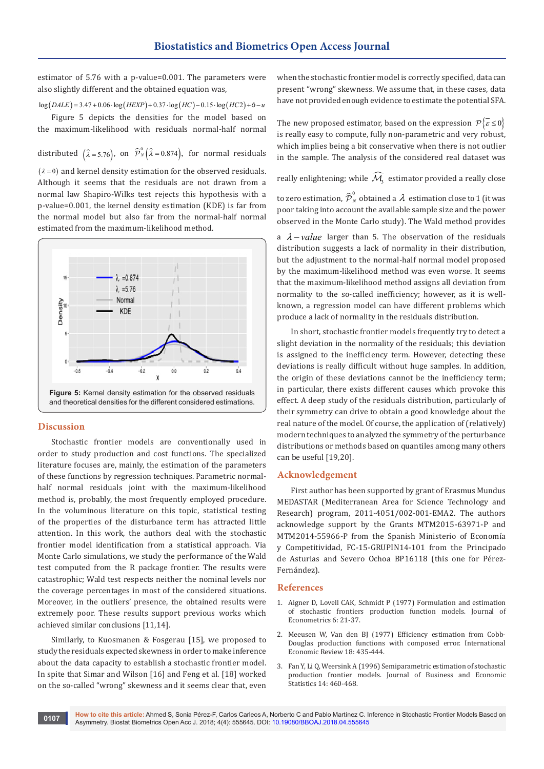estimator of 5.76 with a p-value=0.001. The parameters were also slightly different and the obtained equation was,

$$\log(DALE) = 3.47 + 0.06 \cdot \log(HEXP) + 0.37 \cdot \log(HC) - 0.15 \cdot \log(HC2) + \hat{o} - u$$

Figure 5 depicts the densities for the model based on the maximum-likelihood with residuals normal-half normal distributed $(\hat{\lambda} = 5.76)$, on $\widehat{\mathcal{P}}_N^0 (\hat{\lambda} = 0.874)$, for normal residuals $(\lambda = 0)$ and kernel density estimation for the observed residuals. Although it seems that the residuals are not drawn from a normal law Shapiro-Wilks test rejects this hypothesis with a p-value=0.001, the kernel density estimation (KDE) is far from the normal model but also far from the normal-half normal estimated from the maximum-likelihood method.

**Figure 5:** Kernel density estimation for the observed residuals and theoretical densities for the different considered estimations.

## Discussion

Stochastic frontier models are conventionally used in order to study production and cost functions. The specialized literature focuses are, mainly, the estimation of the parameters of these functions by regression techniques. Parametric normal-half normal residuals joint with the maximum-likelihood method is, probably, the most frequently employed procedure. In the voluminous literature on this topic, statistical testing of the properties of the disturbance term has attracted little attention. In this work, the authors deal with the stochastic frontier model identification from a statistical approach. Via Monte Carlo simulations, we study the performance of the Wald test computed from the R package frontier. The results were catastrophic; Wald test respects neither the nominal levels nor the coverage percentages in most of the considered situations. Moreover, in the outliers' presence, the obtained results were extremely poor. These results support previous works which achieved similar conclusions [11,14].

Similarly, to Kuosmanen & Fosgerau [15], we proposed to study the residuals expected skewness in order to make inference about the data capacity to establish a stochastic frontier model. In spite that Simar and Wilson [16] and Feng et al. [18] worked on the so-called "wrong" skewness and it seems clear that, even when the stochastic frontier model is correctly specified, data can present "wrong" skewness. We assume that, in these cases, data have not provided enough evidence to estimate the potential SFA.

The new proposed estimator, based on the expression $\mathcal{P}\{\bar{\varepsilon} \leq 0\}$ is really easy to compute, fully non-parametric and very robust, which implies being a bit conservative when there is not outlier in the sample. The analysis of the considered real dataset was really enlightening; while $\widehat{\mathcal{M}}_3$ estimator provided a really close to zero estimation, $\widehat{\mathcal{P}}_N^0$ obtained a $\lambda$ estimation close to 1 (it was poor taking into account the available sample size and the power observed in the Monte Carlo study). The Wald method provides a $\lambda - value$ larger than 5. The observation of the residuals distribution suggests a lack of normality in their distribution, but the adjustment to the normal-half normal model proposed by the maximum-likelihood method was even worse. It seems that the maximum-likelihood method assigns all deviation from normality to the so-called inefficiency; however, as it is well-known, a regression model can have different problems which produce a lack of normality in the residuals distribution.

In short, stochastic frontier models frequently try to detect a slight deviation in the normality of the residuals; this deviation is assigned to the inefficiency term. However, detecting these deviations is really difficult without huge samples. In addition, the origin of these deviations cannot be the inefficiency term; in particular, there exists different causes which provoke this effect. A deep study of the residuals distribution, particularly of their symmetry can drive to obtain a good knowledge about the real nature of the model. Of course, the application of (relatively) modern techniques to analyzed the symmetry of the perturbance distributions or methods based on quantiles among many others can be useful [19,20].

## Acknowledgement

First author has been supported by grant of Erasmus Mundus MEDASTAR (Mediterranean Area for Science Technology and Research) program, 2011-4051/002-001-EMA2. The authors acknowledge support by the Grants MTM2015-63971-P and MTM2014-55966-P from the Spanish Ministerio of Economía y Competitividad, FC-15-GRUPIN14-101 from the Principado de Asturias and Severo Ochoa BP16118 (this one for Pérez-Fernández).

## References

1. Aigner D, Lovell CAK, Schmidt P (1977) Formulation and estimation of stochastic frontiers production function models. Journal of Econometrics 6: 21-37.
2. Meeusen W, Van den BJ (1977) Efficiency estimation from Cobb-Douglas production functions with composed error. International Economic Review 18: 435-444.
3. Fan Y, Li Q, Weersink A (1996) Semiparametric estimation of stochastic production frontier models. Journal of Business and Economic Statistics 14: 460-468.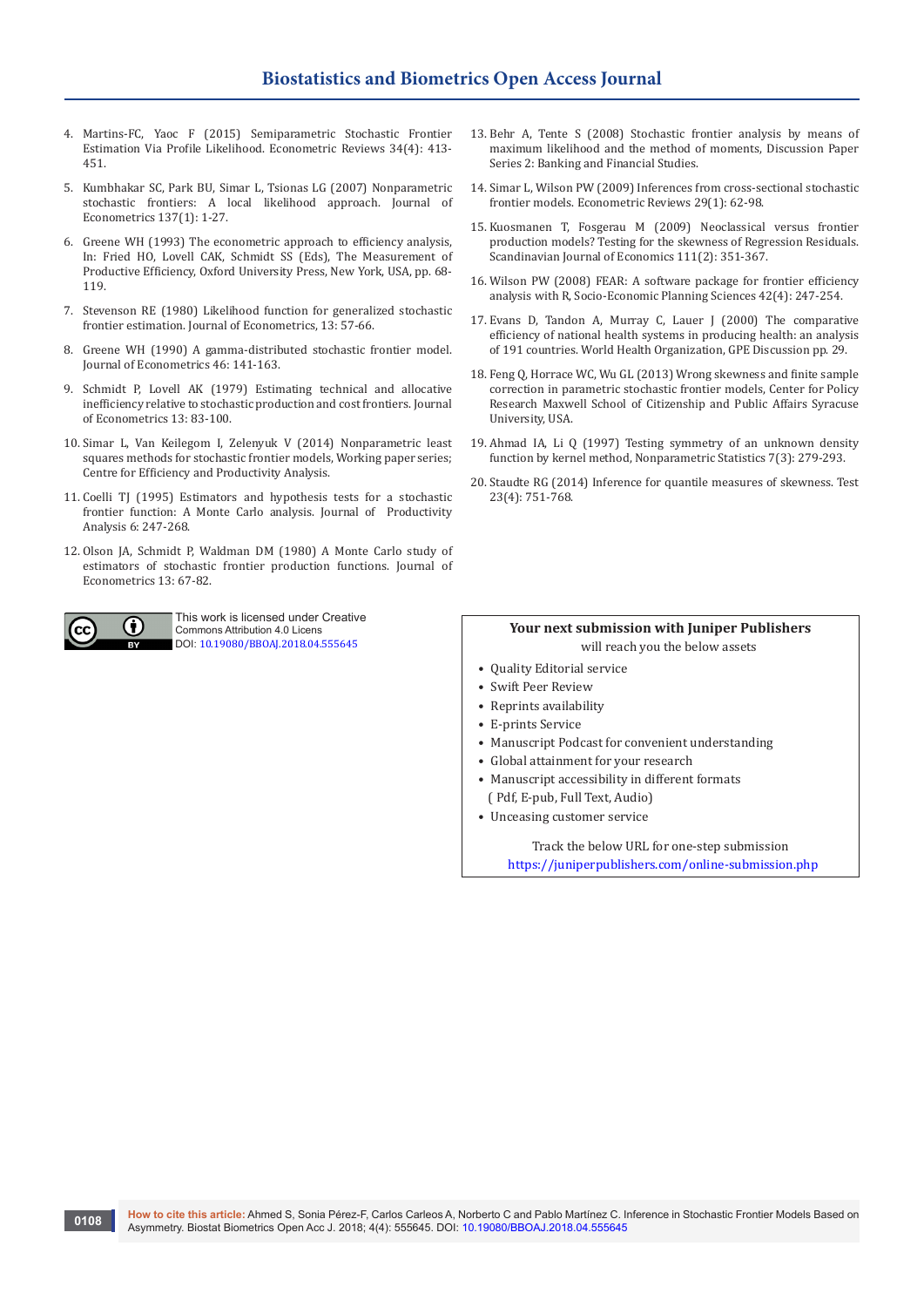4. Martins-FC, Yaoc F (2015) Semiparametric Stochastic Frontier Estimation Via Profile Likelihood. Econometric Reviews 34(4): 413-451.
5. Kumbhakar SC, Park BU, Simar L, Tsionas LG (2007) Nonparametric stochastic frontiers: A local likelihood approach. Journal of Econometrics 137(1): 1-27.
6. Greene WH (1993) The econometric approach to efficiency analysis, In: Fried HO, Lovell CAK, Schmidt SS (Eds), The Measurement of Productive Efficiency, Oxford University Press, New York, USA, pp. 68-119.
7. Stevenson RE (1980) Likelihood function for generalized stochastic frontier estimation. Journal of Econometrics, 13: 57-66.
8. Greene WH (1990) A gamma-distributed stochastic frontier model. Journal of Econometrics 46: 141-163.
9. Schmidt P, Lovell AK (1979) Estimating technical and allocative inefficiency relative to stochastic production and cost frontiers. Journal of Econometrics 13: 83-100.
10. Simar L, Van Keilegom I, Zelenyuk V (2014) Nonparametric least squares methods for stochastic frontier models, Working paper series; Centre for Efficiency and Productivity Analysis.
11. Coelli TJ (1995) Estimators and hypothesis tests for a stochastic frontier function: A Monte Carlo analysis. Journal of Productivity Analysis 6: 247-268.
12. Olson JA, Schmidt P, Waldman DM (1980) A Monte Carlo study of estimators of stochastic frontier production functions. Journal of Econometrics 13: 67-82.
13. Behr A, Tente S (2008) Stochastic frontier analysis by means of maximum likelihood and the method of moments, Discussion Paper Series 2: Banking and Financial Studies.
14. Simar L, Wilson PW (2009) Inferences from cross-sectional stochastic frontier models. Econometric Reviews 29(1): 62-98.
15. Kuosmanen T, Fosgerau M (2009) Neoclassical versus frontier production models? Testing for the skewness of Regression Residuals. Scandinavian Journal of Economics 111(2): 351-367.
16. Wilson PW (2008) FEAR: A software package for frontier efficiency analysis with R, Socio-Economic Planning Sciences 42(4): 247-254.
17. Evans D, Tandon A, Murray C, Lauer J (2000) The comparative efficiency of national health systems in producing health: an analysis of 191 countries. World Health Organization, GPE Discussion pp. 29.
18. Feng Q, Horrace WC, Wu GL (2013) Wrong skewness and finite sample correction in parametric stochastic frontier models, Center for Policy Research Maxwell School of Citizenship and Public Affairs Syracuse University, USA.
19. Ahmad IA, Li Q (1997) Testing symmetry of an unknown density function by kernel method, Nonparametric Statistics 7(3): 279-293.
20. Staudte RG (2014) Inference for quantile measures of skewness. Test 23(4): 751-768.

This work is licensed under Creative Commons Attribution 4.0 Licens
DOI: 10.19080/BBOAJ.2018.04.555645

**Your next submission with Juniper Publishers**
will reach you the below assets

- Quality Editorial service
- Swift Peer Review
- Reprints availability
- E-prints Service
- Manuscript Podcast for convenient understanding
- Global attainment for your research
- Manuscript accessibility in different formats
  ( Pdf, E-pub, Full Text, Audio)
- Unceasing customer service

Track the below URL for one-step submission
https://juniperpublishers.com/online-submission.php